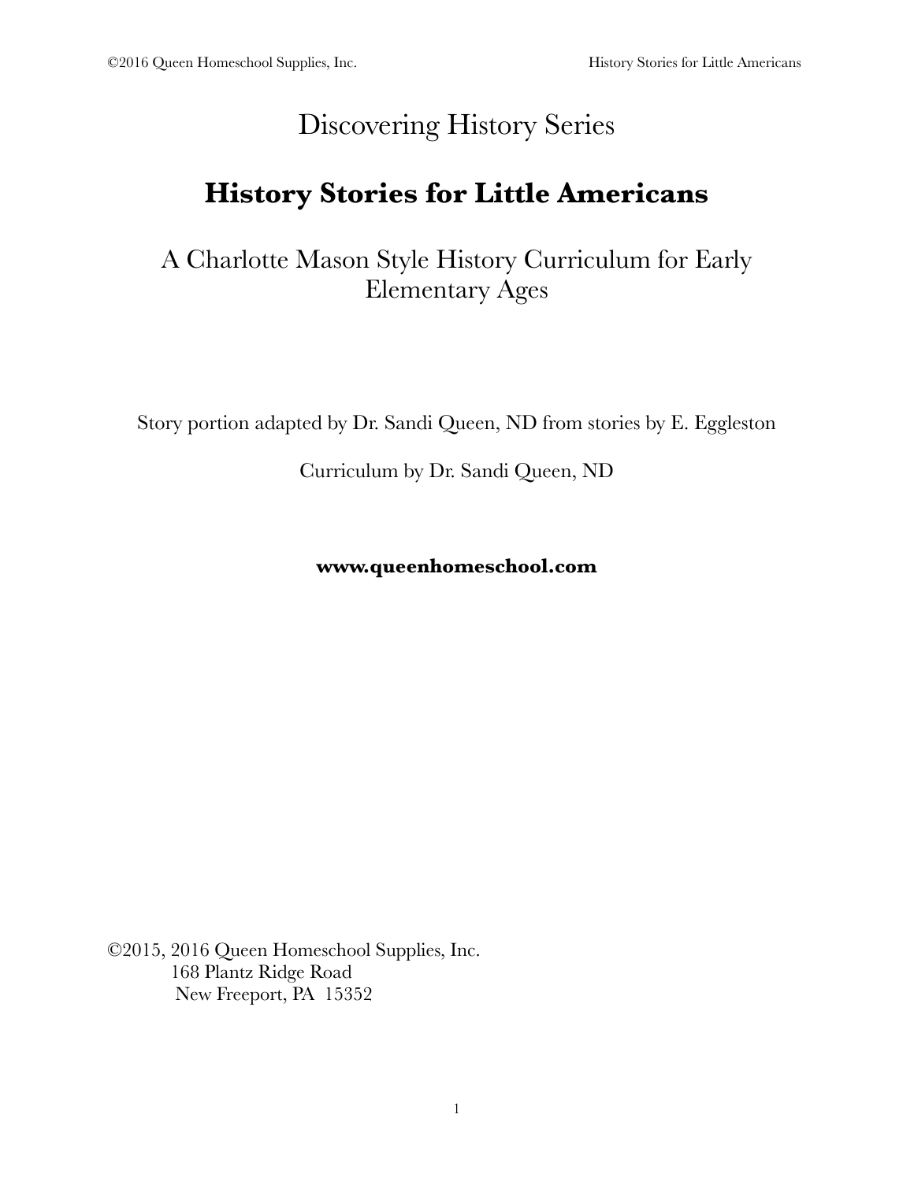Discovering History Series

# History Stories for Little Americans

## A Charlotte Mason Style History Curriculum for Early Elementary Ages

Story portion adapted by Dr. Sandi Queen, ND from stories by E. Eggleston

Curriculum by Dr. Sandi Queen, ND

**www.queenhomeschool.com**

©2015, 2016 Queen Homeschool Supplies, Inc.
168 Plantz Ridge Road
New Freeport, PA 15352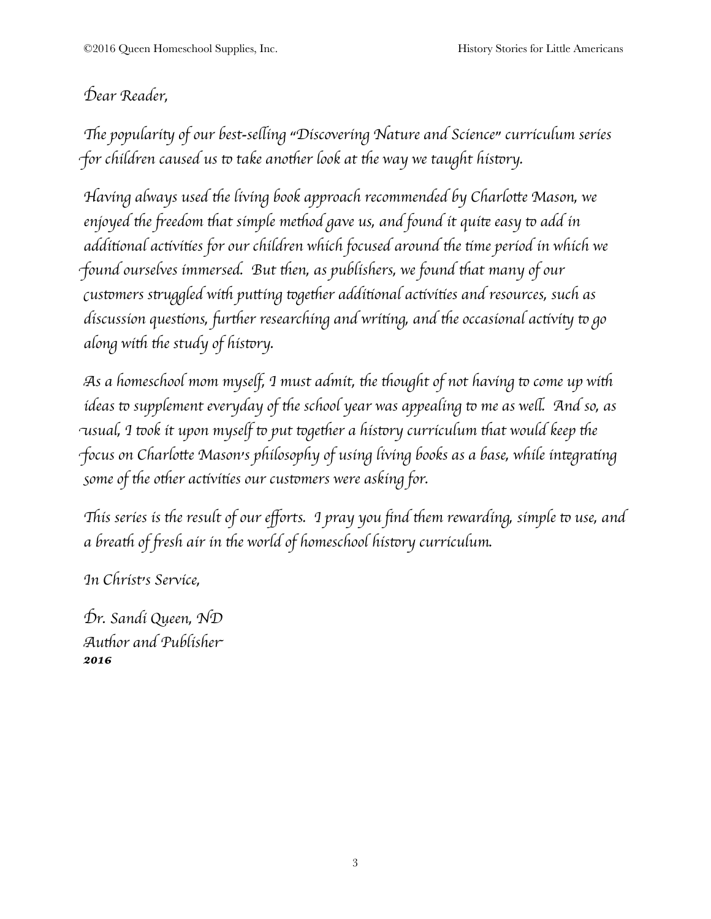*Dear Reader,*

*The popularity of our best-selling "Discovering Nature and Science" curriculum series for children caused us to take another look at the way we taught history.*

*Having always used the living book approach recommended by Charlotte Mason, we enjoyed the freedom that simple method gave us, and found it quite easy to add in additional activities for our children which focused around the time period in which we found ourselves immersed. But then, as publishers, we found that many of our customers struggled with putting together additional activities and resources, such as discussion questions, further researching and writing, and the occasional activity to go along with the study of history.*

*As a homeschool mom myself, I must admit, the thought of not having to come up with ideas to supplement everyday of the school year was appealing to me as well. And so, as usual, I took it upon myself to put together a history curriculum that would keep the focus on Charlotte Mason's philosophy of using living books as a base, while integrating some of the other activities our customers were asking for.*

*This series is the result of our efforts. I pray you find them rewarding, simple to use, and a breath of fresh air in the world of homeschool history curriculum.*

*In Christ's Service,*

*Dr. Sandi Queen, ND*
*Author and Publisher*
***2016***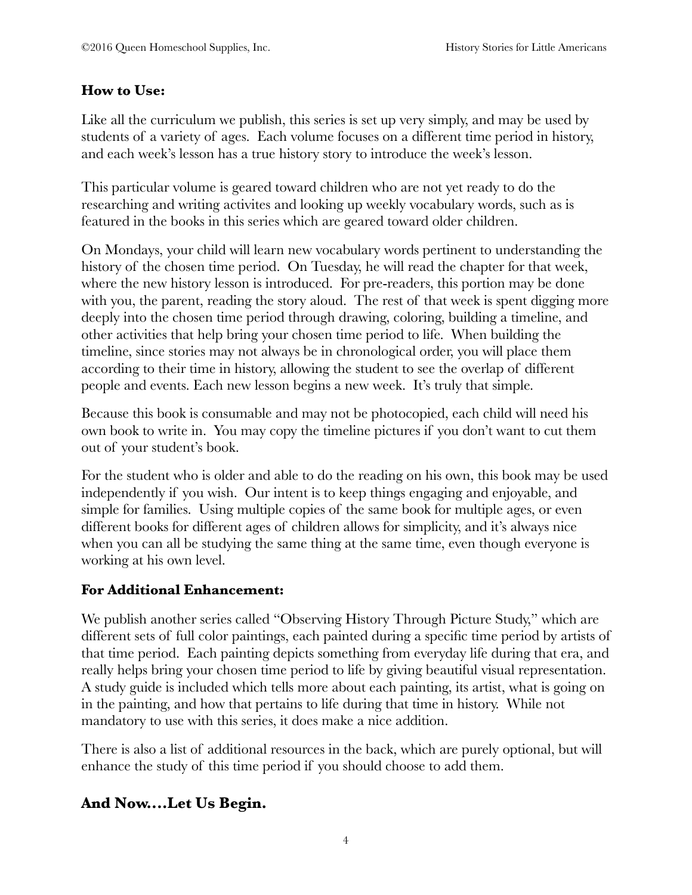### How to Use:

Like all the curriculum we publish, this series is set up very simply, and may be used by students of a variety of ages. Each volume focuses on a different time period in history, and each week's lesson has a true history story to introduce the week's lesson.

This particular volume is geared toward children who are not yet ready to do the researching and writing activites and looking up weekly vocabulary words, such as is featured in the books in this series which are geared toward older children.

On Mondays, your child will learn new vocabulary words pertinent to understanding the history of the chosen time period. On Tuesday, he will read the chapter for that week, where the new history lesson is introduced. For pre-readers, this portion may be done with you, the parent, reading the story aloud. The rest of that week is spent digging more deeply into the chosen time period through drawing, coloring, building a timeline, and other activities that help bring your chosen time period to life. When building the timeline, since stories may not always be in chronological order, you will place them according to their time in history, allowing the student to see the overlap of different people and events. Each new lesson begins a new week. It's truly that simple.

Because this book is consumable and may not be photocopied, each child will need his own book to write in. You may copy the timeline pictures if you don't want to cut them out of your student's book.

For the student who is older and able to do the reading on his own, this book may be used independently if you wish. Our intent is to keep things engaging and enjoyable, and simple for families. Using multiple copies of the same book for multiple ages, or even different books for different ages of children allows for simplicity, and it's always nice when you can all be studying the same thing at the same time, even though everyone is working at his own level.

### For Additional Enhancement:

We publish another series called "Observing History Through Picture Study," which are different sets of full color paintings, each painted during a specific time period by artists of that time period. Each painting depicts something from everyday life during that era, and really helps bring your chosen time period to life by giving beautiful visual representation. A study guide is included which tells more about each painting, its artist, what is going on in the painting, and how that pertains to life during that time in history. While not mandatory to use with this series, it does make a nice addition.

There is also a list of additional resources in the back, which are purely optional, but will enhance the study of this time period if you should choose to add them.

## And Now....Let Us Begin.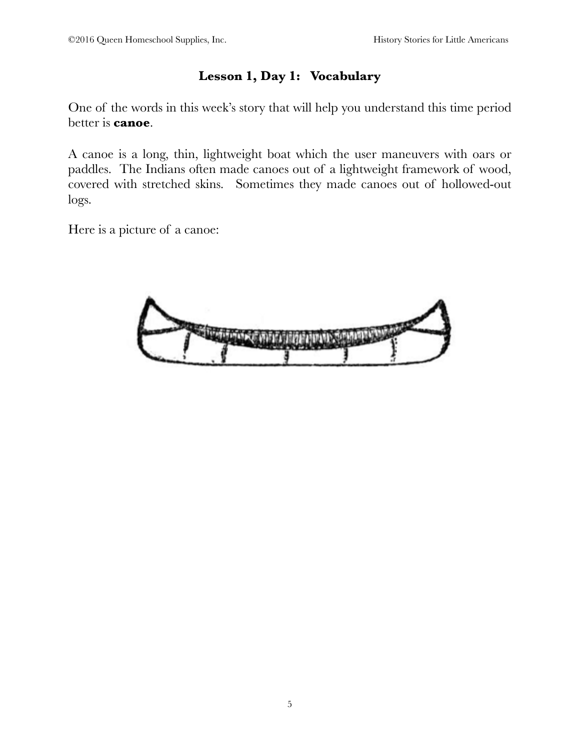## Lesson 1, Day 1: Vocabulary

One of the words in this week's story that will help you understand this time period better is **canoe**.

A canoe is a long, thin, lightweight boat which the user maneuvers with oars or paddles. The Indians often made canoes out of a lightweight framework of wood, covered with stretched skins. Sometimes they made canoes out of hollowed-out logs.

Here is a picture of a canoe: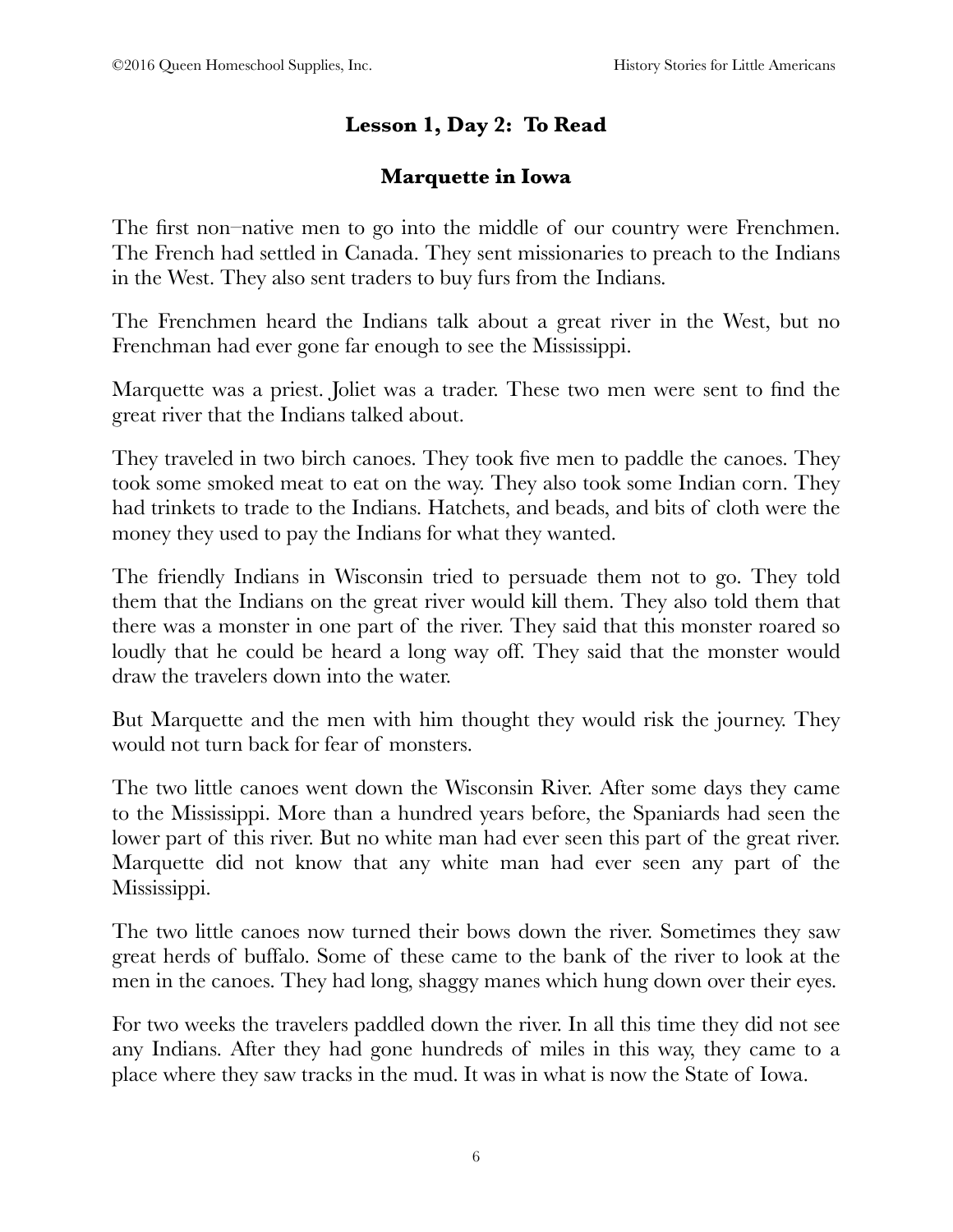## Lesson 1, Day 2: To Read

### Marquette in Iowa

The first non–native men to go into the middle of our country were Frenchmen. The French had settled in Canada. They sent missionaries to preach to the Indians in the West. They also sent traders to buy furs from the Indians.

The Frenchmen heard the Indians talk about a great river in the West, but no Frenchman had ever gone far enough to see the Mississippi.

Marquette was a priest. Joliet was a trader. These two men were sent to find the great river that the Indians talked about.

They traveled in two birch canoes. They took five men to paddle the canoes. They took some smoked meat to eat on the way. They also took some Indian corn. They had trinkets to trade to the Indians. Hatchets, and beads, and bits of cloth were the money they used to pay the Indians for what they wanted.

The friendly Indians in Wisconsin tried to persuade them not to go. They told them that the Indians on the great river would kill them. They also told them that there was a monster in one part of the river. They said that this monster roared so loudly that he could be heard a long way off. They said that the monster would draw the travelers down into the water.

But Marquette and the men with him thought they would risk the journey. They would not turn back for fear of monsters.

The two little canoes went down the Wisconsin River. After some days they came to the Mississippi. More than a hundred years before, the Spaniards had seen the lower part of this river. But no white man had ever seen this part of the great river. Marquette did not know that any white man had ever seen any part of the Mississippi.

The two little canoes now turned their bows down the river. Sometimes they saw great herds of buffalo. Some of these came to the bank of the river to look at the men in the canoes. They had long, shaggy manes which hung down over their eyes.

For two weeks the travelers paddled down the river. In all this time they did not see any Indians. After they had gone hundreds of miles in this way, they came to a place where they saw tracks in the mud. It was in what is now the State of Iowa.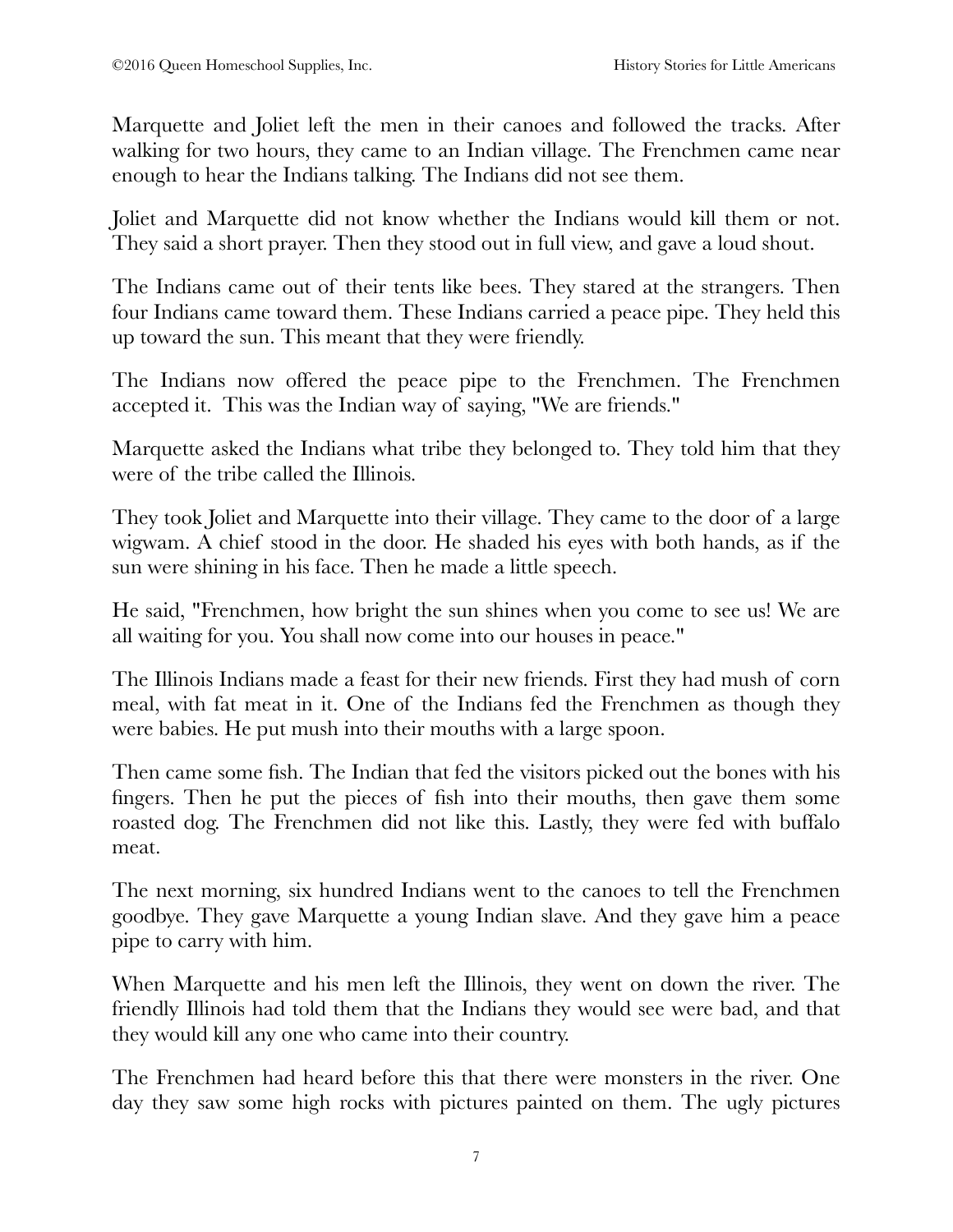Marquette and Joliet left the men in their canoes and followed the tracks. After walking for two hours, they came to an Indian village. The Frenchmen came near enough to hear the Indians talking. The Indians did not see them.

Joliet and Marquette did not know whether the Indians would kill them or not. They said a short prayer. Then they stood out in full view, and gave a loud shout.

The Indians came out of their tents like bees. They stared at the strangers. Then four Indians came toward them. These Indians carried a peace pipe. They held this up toward the sun. This meant that they were friendly.

The Indians now offered the peace pipe to the Frenchmen. The Frenchmen accepted it. This was the Indian way of saying, "We are friends."

Marquette asked the Indians what tribe they belonged to. They told him that they were of the tribe called the Illinois.

They took Joliet and Marquette into their village. They came to the door of a large wigwam. A chief stood in the door. He shaded his eyes with both hands, as if the sun were shining in his face. Then he made a little speech.

He said, "Frenchmen, how bright the sun shines when you come to see us! We are all waiting for you. You shall now come into our houses in peace."

The Illinois Indians made a feast for their new friends. First they had mush of corn meal, with fat meat in it. One of the Indians fed the Frenchmen as though they were babies. He put mush into their mouths with a large spoon.

Then came some fish. The Indian that fed the visitors picked out the bones with his fingers. Then he put the pieces of fish into their mouths, then gave them some roasted dog. The Frenchmen did not like this. Lastly, they were fed with buffalo meat.

The next morning, six hundred Indians went to the canoes to tell the Frenchmen goodbye. They gave Marquette a young Indian slave. And they gave him a peace pipe to carry with him.

When Marquette and his men left the Illinois, they went on down the river. The friendly Illinois had told them that the Indians they would see were bad, and that they would kill any one who came into their country.

The Frenchmen had heard before this that there were monsters in the river. One day they saw some high rocks with pictures painted on them. The ugly pictures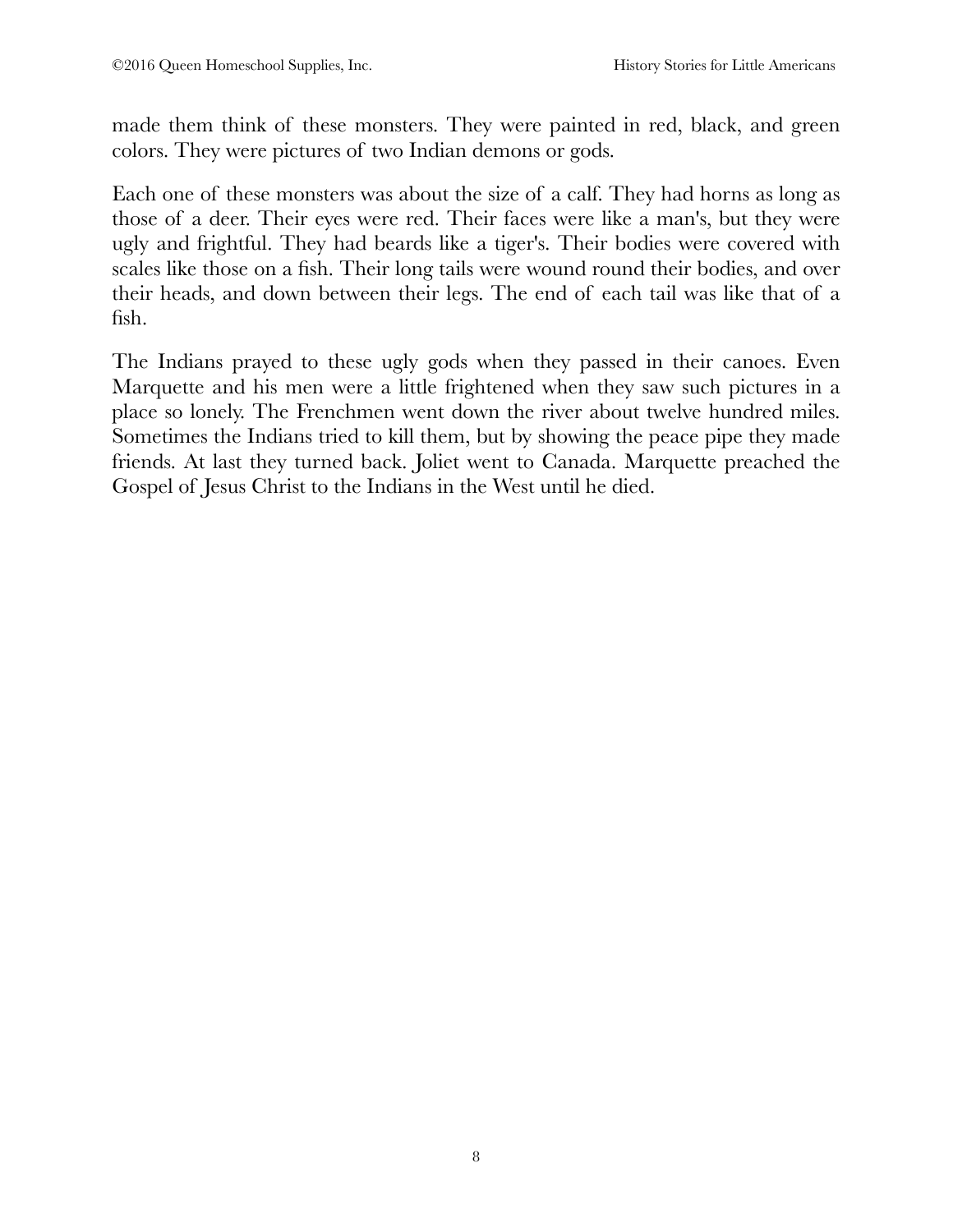made them think of these monsters. They were painted in red, black, and green colors. They were pictures of two Indian demons or gods.

Each one of these monsters was about the size of a calf. They had horns as long as those of a deer. Their eyes were red. Their faces were like a man's, but they were ugly and frightful. They had beards like a tiger's. Their bodies were covered with scales like those on a fish. Their long tails were wound round their bodies, and over their heads, and down between their legs. The end of each tail was like that of a fish.

The Indians prayed to these ugly gods when they passed in their canoes. Even Marquette and his men were a little frightened when they saw such pictures in a place so lonely. The Frenchmen went down the river about twelve hundred miles. Sometimes the Indians tried to kill them, but by showing the peace pipe they made friends. At last they turned back. Joliet went to Canada. Marquette preached the Gospel of Jesus Christ to the Indians in the West until he died.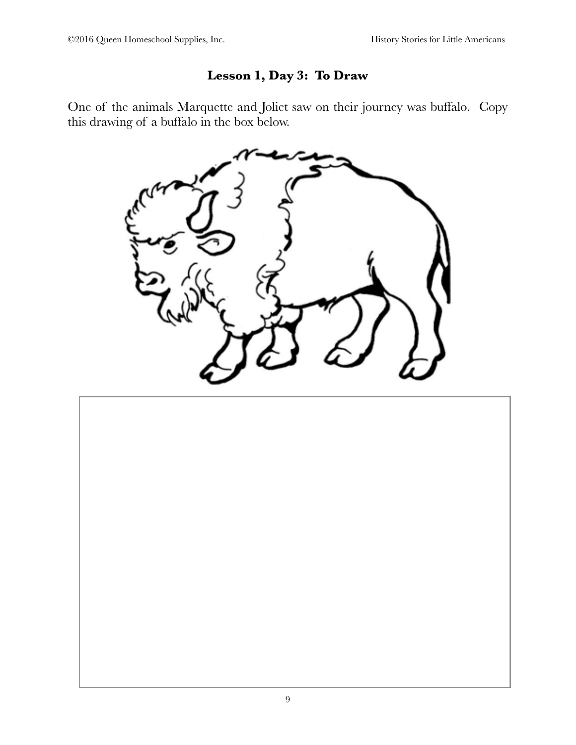## Lesson 1, Day 3: To Draw

One of the animals Marquette and Joliet saw on their journey was buffalo. Copy this drawing of a buffalo in the box below.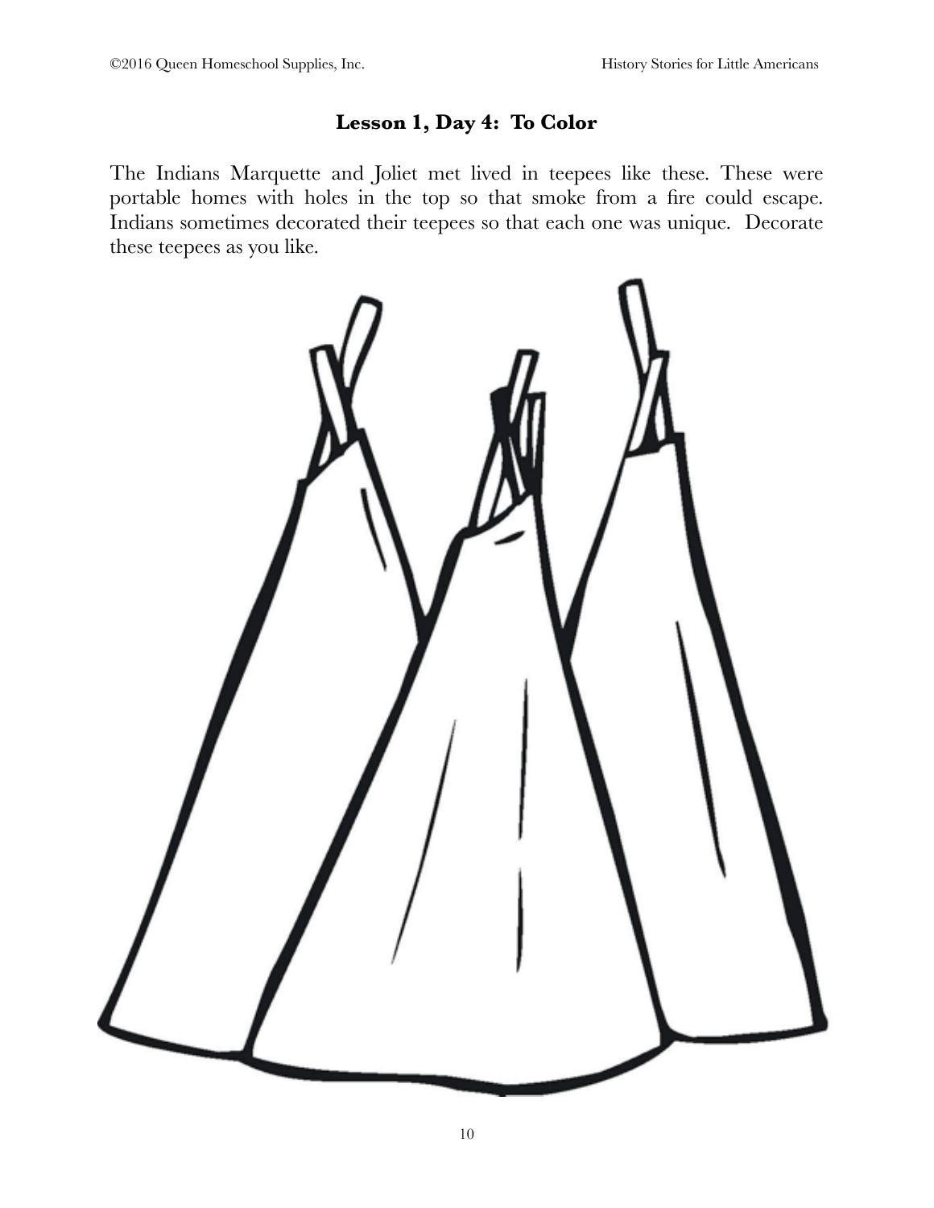## Lesson 1, Day 4: To Color

The Indians Marquette and Joliet met lived in teepees like these. These were portable homes with holes in the top so that smoke from a fire could escape. Indians sometimes decorated their teepees so that each one was unique. Decorate these teepees as you like.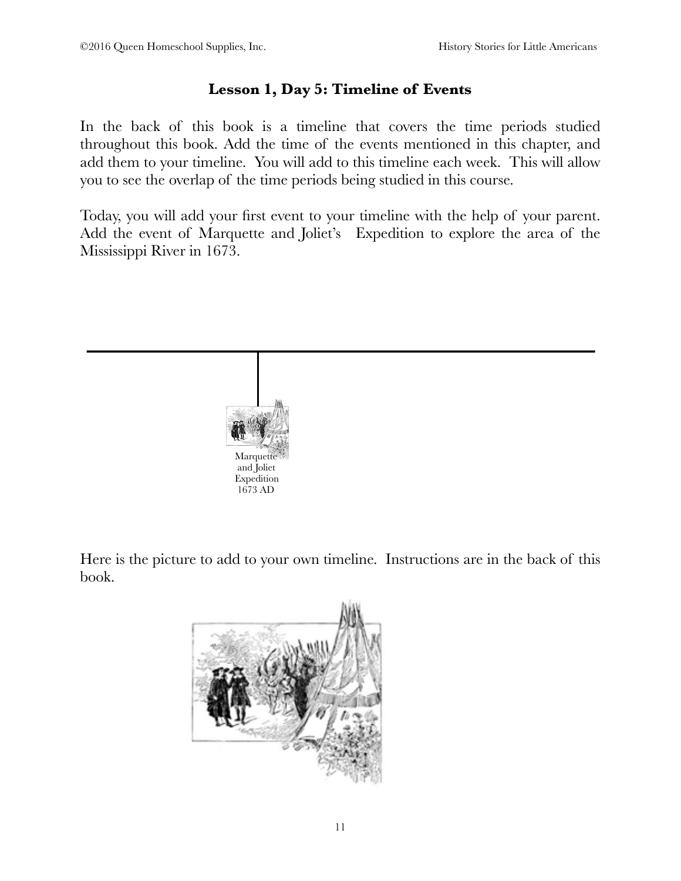### Lesson 1, Day 5: Timeline of Events

In the back of this book is a timeline that covers the time periods studied throughout this book. Add the time of the events mentioned in this chapter, and add them to your timeline. You will add to this timeline each week. This will allow you to see the overlap of the time periods being studied in this course.

Today, you will add your first event to your timeline with the help of your parent. Add the event of Marquette and Joliet's Expedition to explore the area of the Mississippi River in 1673.

Marquette and Joliet Expedition 1673 AD

Here is the picture to add to your own timeline. Instructions are in the back of this book.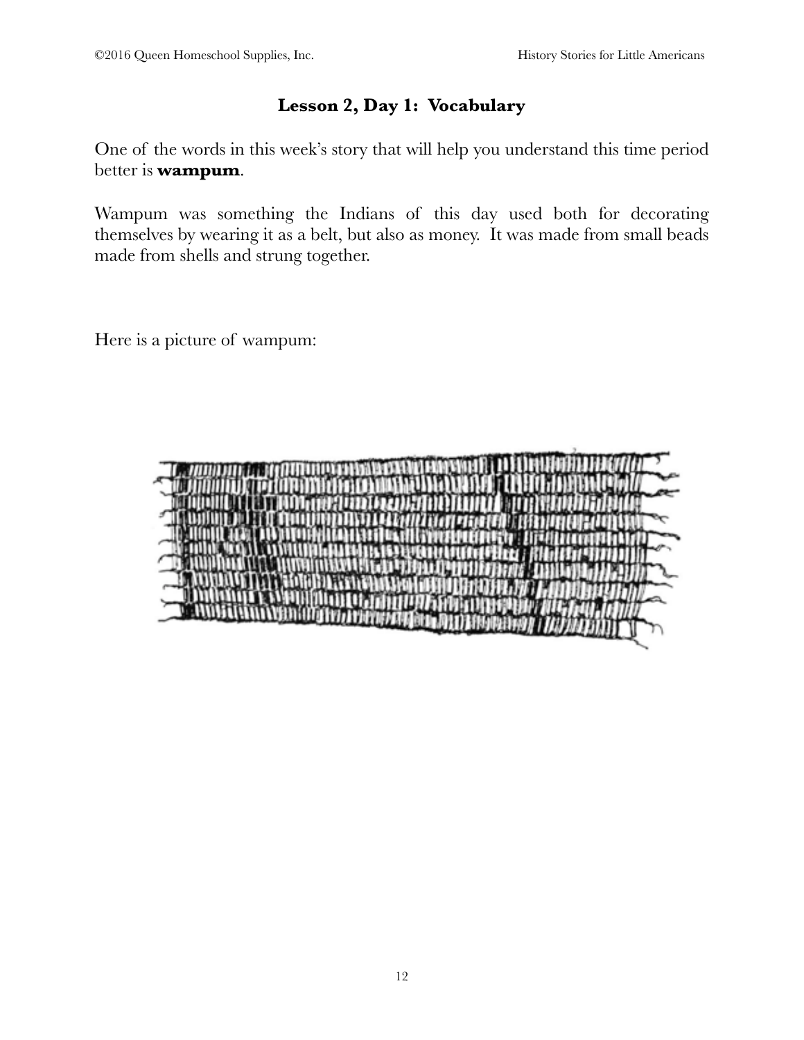## Lesson 2, Day 1: Vocabulary

One of the words in this week's story that will help you understand this time period better is **wampum**.

Wampum was something the Indians of this day used both for decorating themselves by wearing it as a belt, but also as money. It was made from small beads made from shells and strung together.

Here is a picture of wampum: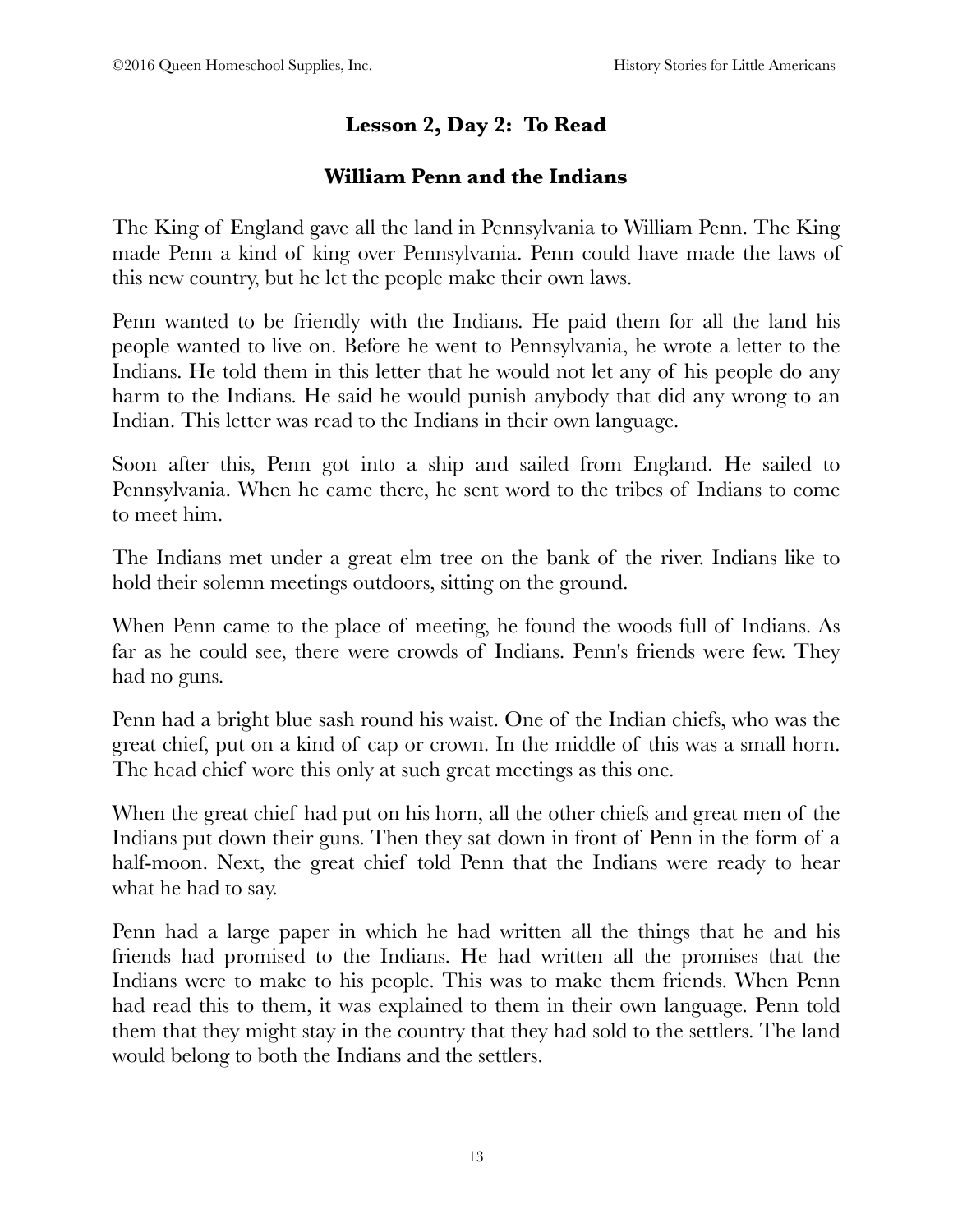## Lesson 2, Day 2: To Read

### William Penn and the Indians

The King of England gave all the land in Pennsylvania to William Penn. The King made Penn a kind of king over Pennsylvania. Penn could have made the laws of this new country, but he let the people make their own laws.

Penn wanted to be friendly with the Indians. He paid them for all the land his people wanted to live on. Before he went to Pennsylvania, he wrote a letter to the Indians. He told them in this letter that he would not let any of his people do any harm to the Indians. He said he would punish anybody that did any wrong to an Indian. This letter was read to the Indians in their own language.

Soon after this, Penn got into a ship and sailed from England. He sailed to Pennsylvania. When he came there, he sent word to the tribes of Indians to come to meet him.

The Indians met under a great elm tree on the bank of the river. Indians like to hold their solemn meetings outdoors, sitting on the ground.

When Penn came to the place of meeting, he found the woods full of Indians. As far as he could see, there were crowds of Indians. Penn's friends were few. They had no guns.

Penn had a bright blue sash round his waist. One of the Indian chiefs, who was the great chief, put on a kind of cap or crown. In the middle of this was a small horn. The head chief wore this only at such great meetings as this one.

When the great chief had put on his horn, all the other chiefs and great men of the Indians put down their guns. Then they sat down in front of Penn in the form of a half-moon. Next, the great chief told Penn that the Indians were ready to hear what he had to say.

Penn had a large paper in which he had written all the things that he and his friends had promised to the Indians. He had written all the promises that the Indians were to make to his people. This was to make them friends. When Penn had read this to them, it was explained to them in their own language. Penn told them that they might stay in the country that they had sold to the settlers. The land would belong to both the Indians and the settlers.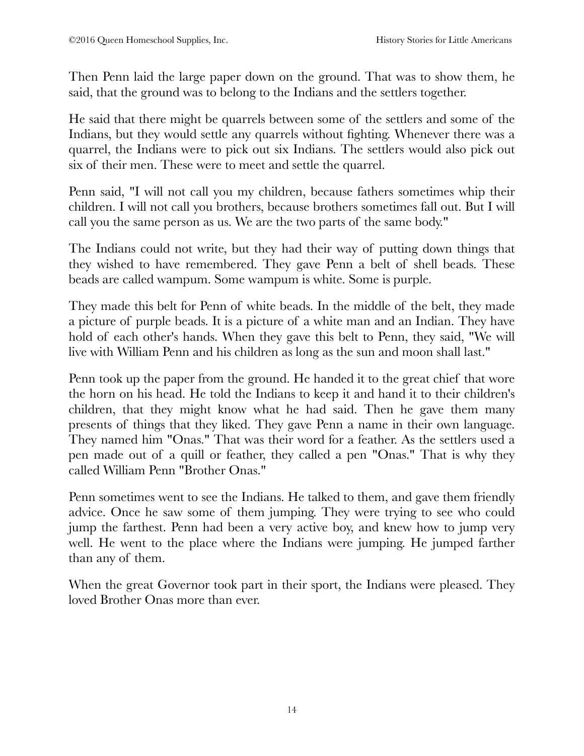Then Penn laid the large paper down on the ground. That was to show them, he said, that the ground was to belong to the Indians and the settlers together.

He said that there might be quarrels between some of the settlers and some of the Indians, but they would settle any quarrels without fighting. Whenever there was a quarrel, the Indians were to pick out six Indians. The settlers would also pick out six of their men. These were to meet and settle the quarrel.

Penn said, "I will not call you my children, because fathers sometimes whip their children. I will not call you brothers, because brothers sometimes fall out. But I will call you the same person as us. We are the two parts of the same body."

The Indians could not write, but they had their way of putting down things that they wished to have remembered. They gave Penn a belt of shell beads. These beads are called wampum. Some wampum is white. Some is purple.

They made this belt for Penn of white beads. In the middle of the belt, they made a picture of purple beads. It is a picture of a white man and an Indian. They have hold of each other's hands. When they gave this belt to Penn, they said, "We will live with William Penn and his children as long as the sun and moon shall last."

Penn took up the paper from the ground. He handed it to the great chief that wore the horn on his head. He told the Indians to keep it and hand it to their children's children, that they might know what he had said. Then he gave them many presents of things that they liked. They gave Penn a name in their own language. They named him "Onas." That was their word for a feather. As the settlers used a pen made out of a quill or feather, they called a pen "Onas." That is why they called William Penn "Brother Onas."

Penn sometimes went to see the Indians. He talked to them, and gave them friendly advice. Once he saw some of them jumping. They were trying to see who could jump the farthest. Penn had been a very active boy, and knew how to jump very well. He went to the place where the Indians were jumping. He jumped farther than any of them.

When the great Governor took part in their sport, the Indians were pleased. They loved Brother Onas more than ever.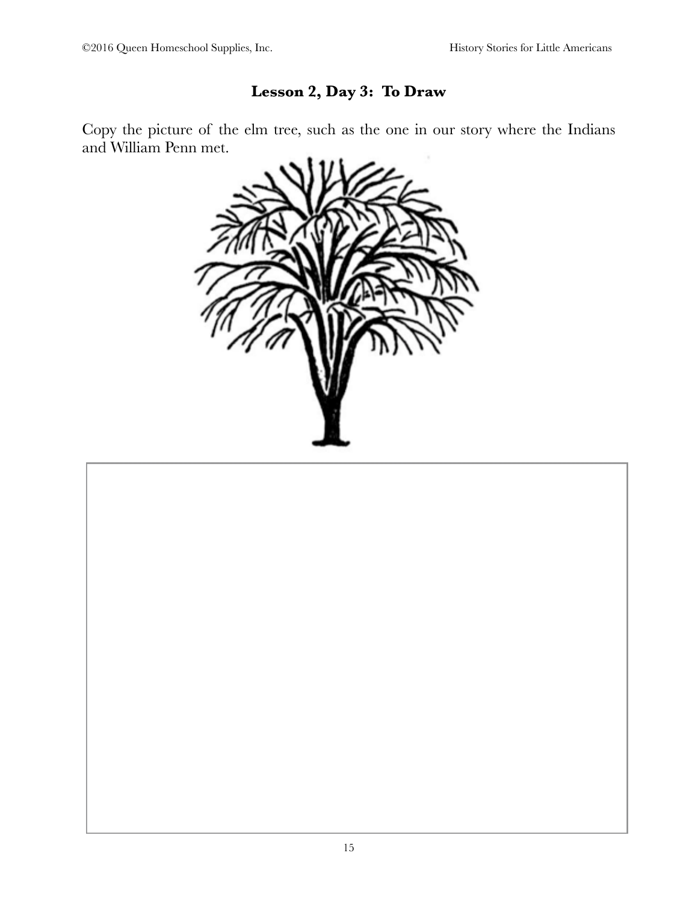## Lesson 2, Day 3: To Draw

Copy the picture of the elm tree, such as the one in our story where the Indians and William Penn met.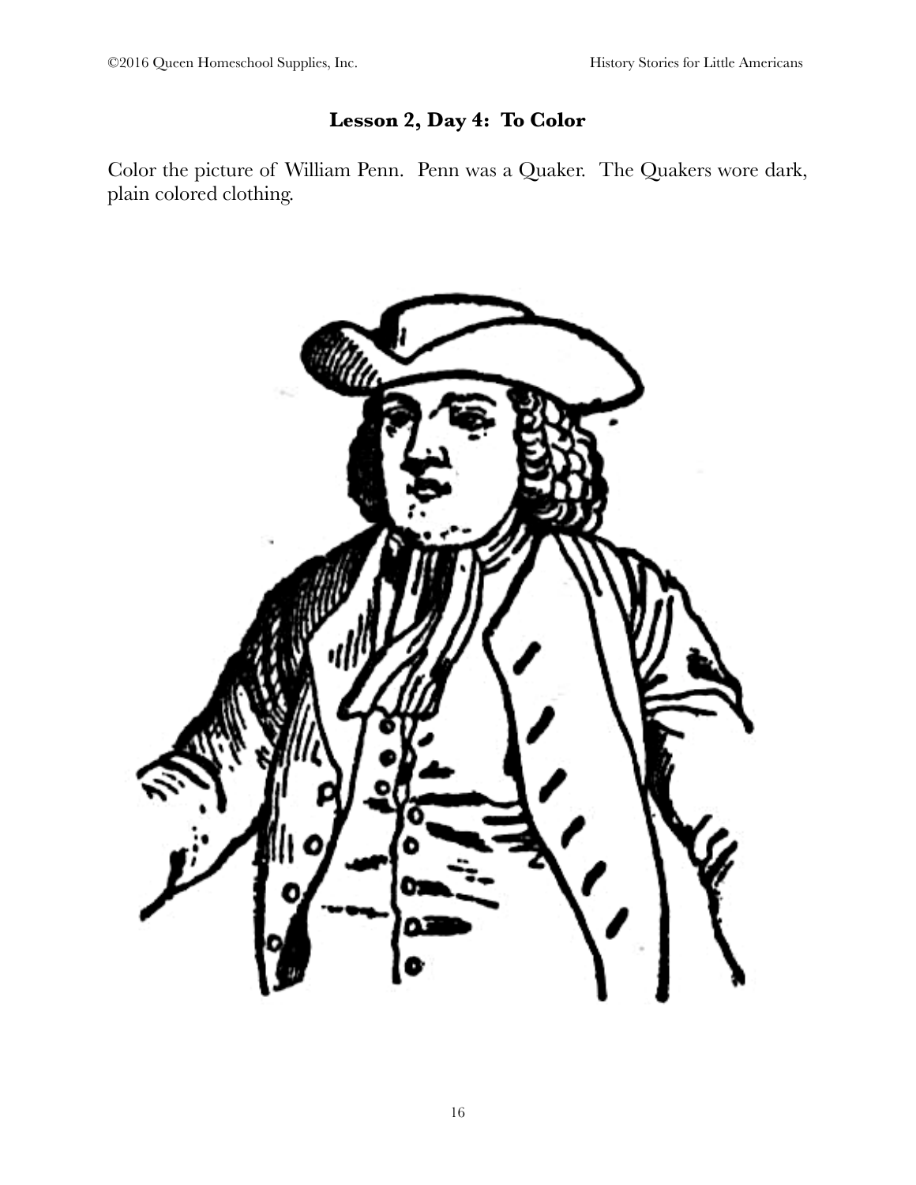## Lesson 2, Day 4: To Color

Color the picture of William Penn. Penn was a Quaker. The Quakers wore dark, plain colored clothing.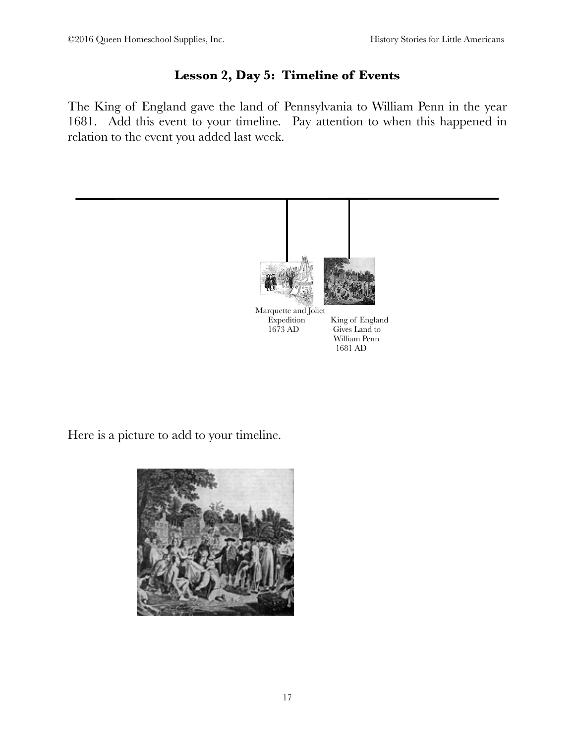## Lesson 2, Day 5: Timeline of Events

The King of England gave the land of Pennsylvania to William Penn in the year 1681. Add this event to your timeline. Pay attention to when this happened in relation to the event you added last week.

Marquette and Joliet Expedition 1673 AD

King of England Gives Land to William Penn 1681 AD

Here is a picture to add to your timeline.